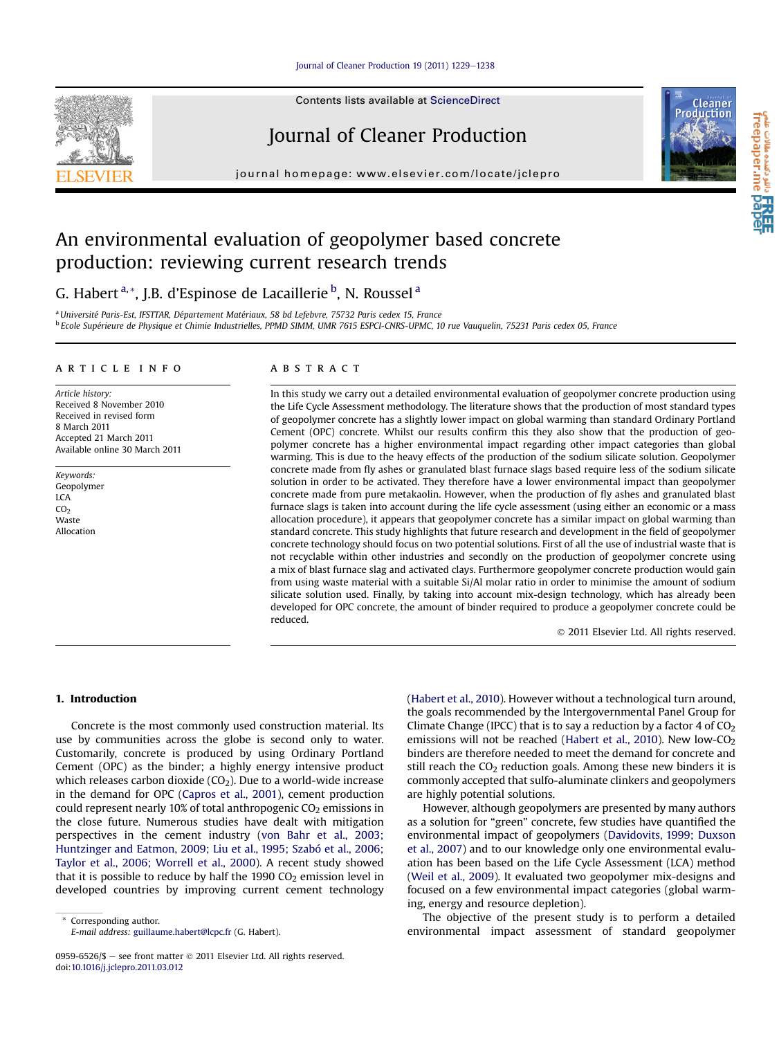# An environmental evaluation of geopolymer based concrete production: reviewing current research trends

G. Habert [a,*], J.B. d'Espinose de Lacaillerie [b], N. Roussel [a]

[a] Université Paris-Est, IFSTTAR, Département Matériaux, 58 bd Lefebvre, 75732 Paris cedex 15, France

[b] Ecole Supérieure de Physique et Chimie Industrielles, PPMD SIMM, UMR 7615 ESPCI-CNRS-UPMC, 10 rue Vauquelin, 75231 Paris cedex 05, France

## ARTICLE INFO

*Article history:*
Received 8 November 2010
Received in revised form
8 March 2011
Accepted 21 March 2011
Available online 30 March 2011

*Keywords:*
Geopolymer
LCA
$CO_2$
Waste
Allocation

## ABSTRACT

In this study we carry out a detailed environmental evaluation of geopolymer concrete production using the Life Cycle Assessment methodology. The literature shows that the production of most standard types of geopolymer concrete has a slightly lower impact on global warming than standard Ordinary Portland Cement (OPC) concrete. Whilst our results confirm this they also show that the production of geopolymer concrete has a higher environmental impact regarding other impact categories than global warming. This is due to the heavy effects of the production of the sodium silicate solution. Geopolymer concrete made from fly ashes or granulated blast furnace slags based require less of the sodium silicate solution in order to be activated. They therefore have a lower environmental impact than geopolymer concrete made from pure metakaolin. However, when the production of fly ashes and granulated blast furnace slags is taken into account during the life cycle assessment (using either an economic or a mass allocation procedure), it appears that geopolymer concrete has a similar impact on global warming than standard concrete. This study highlights that future research and development in the field of geopolymer concrete technology should focus on two potential solutions. First of all the use of industrial waste that is not recyclable within other industries and secondly on the production of geopolymer concrete using a mix of blast furnace slag and activated clays. Furthermore geopolymer concrete production would gain from using waste material with a suitable Si/Al molar ratio in order to minimise the amount of sodium silicate solution used. Finally, by taking into account mix-design technology, which has already been developed for OPC concrete, the amount of binder required to produce a geopolymer concrete could be reduced.

© 2011 Elsevier Ltd. All rights reserved.

## 1. Introduction

Concrete is the most commonly used construction material. Its use by communities across the globe is second only to water. Customarily, concrete is produced by using Ordinary Portland Cement (OPC) as the binder; a highly energy intensive product which releases carbon dioxide ($CO_2$). Due to a world-wide increase in the demand for OPC (Capros et al., 2001), cement production could represent nearly 10% of total anthropogenic $CO_2$ emissions in the close future. Numerous studies have dealt with mitigation perspectives in the cement industry (von Bahr et al., 2003; Huntzinger and Eatmon, 2009; Liu et al., 1995; Szabó et al., 2006; Taylor et al., 2006; Worrell et al., 2000). A recent study showed that it is possible to reduce by half the 1990 $CO_2$ emission level in developed countries by improving current cement technology (Habert et al., 2010). However without a technological turn around, the goals recommended by the Intergovernmental Panel Group for Climate Change (IPCC) that is to say a reduction by a factor 4 of $CO_2$ emissions will not be reached (Habert et al., 2010). New low-$CO_2$ binders are therefore needed to meet the demand for concrete and still reach the $CO_2$ reduction goals. Among these new binders it is commonly accepted that sulfo-aluminate clinkers and geopolymers are highly potential solutions.

However, although geopolymers are presented by many authors as a solution for "green" concrete, few studies have quantified the environmental impact of geopolymers (Davidovits, 1999; Duxson et al., 2007) and to our knowledge only one environmental evaluation has been based on the Life Cycle Assessment (LCA) method (Weil et al., 2009). It evaluated two geopolymer mix-designs and focused on a few environmental impact categories (global warming, energy and resource depletion).

The objective of the present study is to perform a detailed environmental impact assessment of standard geopolymer

---

\* Corresponding author.
*E-mail address:* guillaume.habert@lcpc.fr (G. Habert).

0959-6526/$ – see front matter © 2011 Elsevier Ltd. All rights reserved.
doi:10.1016/j.jclepro.2011.03.012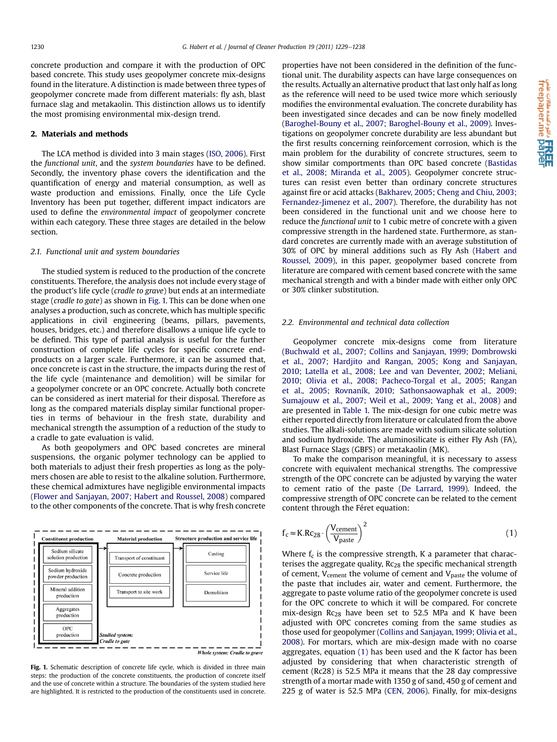concrete production and compare it with the production of OPC based concrete. This study uses geopolymer concrete mix-designs found in the literature. A distinction is made between three types of geopolymer concrete made from different materials: fly ash, blast furnace slag and metakaolin. This distinction allows us to identify the most promising environmental mix-design trend.

## 2. Materials and methods

The LCA method is divided into 3 main stages (ISO, 2006). First the *functional unit*, and the *system boundaries* have to be defined. Secondly, the inventory phase covers the identification and the quantification of energy and material consumption, as well as waste production and emissions. Finally, once the Life Cycle Inventory has been put together, different impact indicators are used to define the *environmental impact* of geopolymer concrete within each category. These three stages are detailed in the below section.

### 2.1. Functional unit and system boundaries

The studied system is reduced to the production of the concrete constituents. Therefore, the analysis does not include every stage of the product's life cycle (*cradle to grave*) but ends at an intermediate stage (*cradle to gate*) as shown in Fig. 1. This can be done when one analyses a production, such as concrete, which has multiple specific applications in civil engineering (beams, pillars, pavements, houses, bridges, etc.) and therefore disallows a unique life cycle to be defined. This type of partial analysis is useful for the further construction of complete life cycles for specific concrete end-products on a larger scale. Furthermore, it can be assumed that, once concrete is cast in the structure, the impacts during the rest of the life cycle (maintenance and demolition) will be similar for a geopolymer concrete or an OPC concrete. Actually both concrete can be considered as inert material for their disposal. Therefore as long as the compared materials display similar functional properties in terms of behaviour in the fresh state, durability and mechanical strength the assumption of a reduction of the study to a cradle to gate evaluation is valid.

As both geopolymers and OPC based concretes are mineral suspensions, the organic polymer technology can be applied to both materials to adjust their fresh properties as long as the polymers chosen are able to resist to the alkaline solution. Furthermore, these chemical admixtures have negligible environmental impacts (Flower and Sanjayan, 2007; Habert and Roussel, 2008) compared to the other components of the concrete. That is why fresh concrete properties have not been considered in the definition of the functional unit. The durability aspects can have large consequences on the results. Actually an alternative product that last only half as long as the reference will need to be used twice more which seriously modifies the environmental evaluation. The concrete durability has been investigated since decades and can be now finely modelled (Baroghel-Bouny et al., 2007; Baroghel-Bouny et al., 2009). Investigations on geopolymer concrete durability are less abundant but the first results concerning reinforcement corrosion, which is the main problem for the durability of concrete structures, seem to show similar comportments than OPC based concrete (Bastidas et al., 2008; Miranda et al., 2005). Geopolymer concrete structures can resist even better than ordinary concrete structures against fire or acid attacks (Bakharev, 2005; Cheng and Chiu, 2003; Fernandez-Jimenez et al., 2007). Therefore, the durability has not been considered in the functional unit and we choose here to reduce the *functional unit* to 1 cubic metre of concrete with a given compressive strength in the hardened state. Furthermore, as standard concretes are currently made with an average substitution of 30% of OPC by mineral additions such as Fly Ash (Habert and Roussel, 2009), in this paper, geopolymer based concrete from literature are compared with cement based concrete with the same mechanical strength and with a binder made with either only OPC or 30% clinker substitution.

### 2.2. Environmental and technical data collection

Geopolymer concrete mix-designs come from literature (Buchwald et al., 2007; Collins and Sanjayan, 1999; Dombrowski et al., 2007; Hardjito and Rangan, 2005; Kong and Sanjayan, 2010; Latella et al., 2008; Lee and van Deventer, 2002; Meliani, 2010; Olivia et al., 2008; Pacheco-Torgal et al., 2005; Rangan et al., 2005; Rovnaník, 2010; Sathonsaowaphak et al., 2009; Sumajouw et al., 2007; Weil et al., 2009; Yang et al., 2008) and are presented in Table 1. The mix-design for one cubic metre was either reported directly from literature or calculated from the above studies. The alkali-solutions are made with sodium silicate solution and sodium hydroxide. The aluminosilicate is either Fly Ash (FA), Blast Furnace Slags (GBFS) or metakaolin (MK).

To make the comparison meaningful, it is necessary to assess concrete with equivalent mechanical strengths. The compressive strength of the OPC concrete can be adjusted by varying the water to cement ratio of the paste (De Larrard, 1999). Indeed, the compressive strength of OPC concrete can be related to the cement content through the Féret equation:

$$f_c \approx K.Rc_{28} \cdot \left(\frac{V_{cement}}{V_{paste}}\right)^2 \quad (1)$$

Where $f_c$ is the compressive strength, K a parameter that characterises the aggregate quality, $Rc_{28}$ the specific mechanical strength of cement, $V_{cement}$ the volume of cement and $V_{paste}$ the volume of the paste that includes air, water and cement. Furthermore, the aggregate to paste volume ratio of the geopolymer concrete is used for the OPC concrete to which it will be compared. For concrete mix-design $Rc_{28}$ have been set to 52.5 MPa and K have been adjusted with OPC concretes coming from the same studies as those used for geopolymer (Collins and Sanjayan, 1999; Olivia et al., 2008). For mortars, which are mix-design made with no coarse aggregates, equation (1) has been used and the K factor has been adjusted by considering that when characteristic strength of cement (Rc28) is 52.5 MPa it means that the 28 day compressive strength of a mortar made with 1350 g of sand, 450 g of cement and 225 g of water is 52.5 MPa (CEN, 2006). Finally, for mix-designs

| Constituent production | Material production | Structure production and service life |
|---|---|---|
| Sodium silicate solution production | Transport of constituant | Casting |
| Sodium hydroxide powder production | Concrete production | Service life |
| Mineral addition production | Transport to site work | Demolition |
| Aggregates production | | |
| OPC production | | |

Studied system: Cradle to gate

Whole system: Cradle to grave

**Fig. 1.** Schematic description of concrete life cycle, which is divided in three main steps: the production of the concrete constituents, the production of concrete itself and the use of concrete within a structure. The boundaries of the system studied here are highlighted. It is restricted to the production of the constituents used in concrete.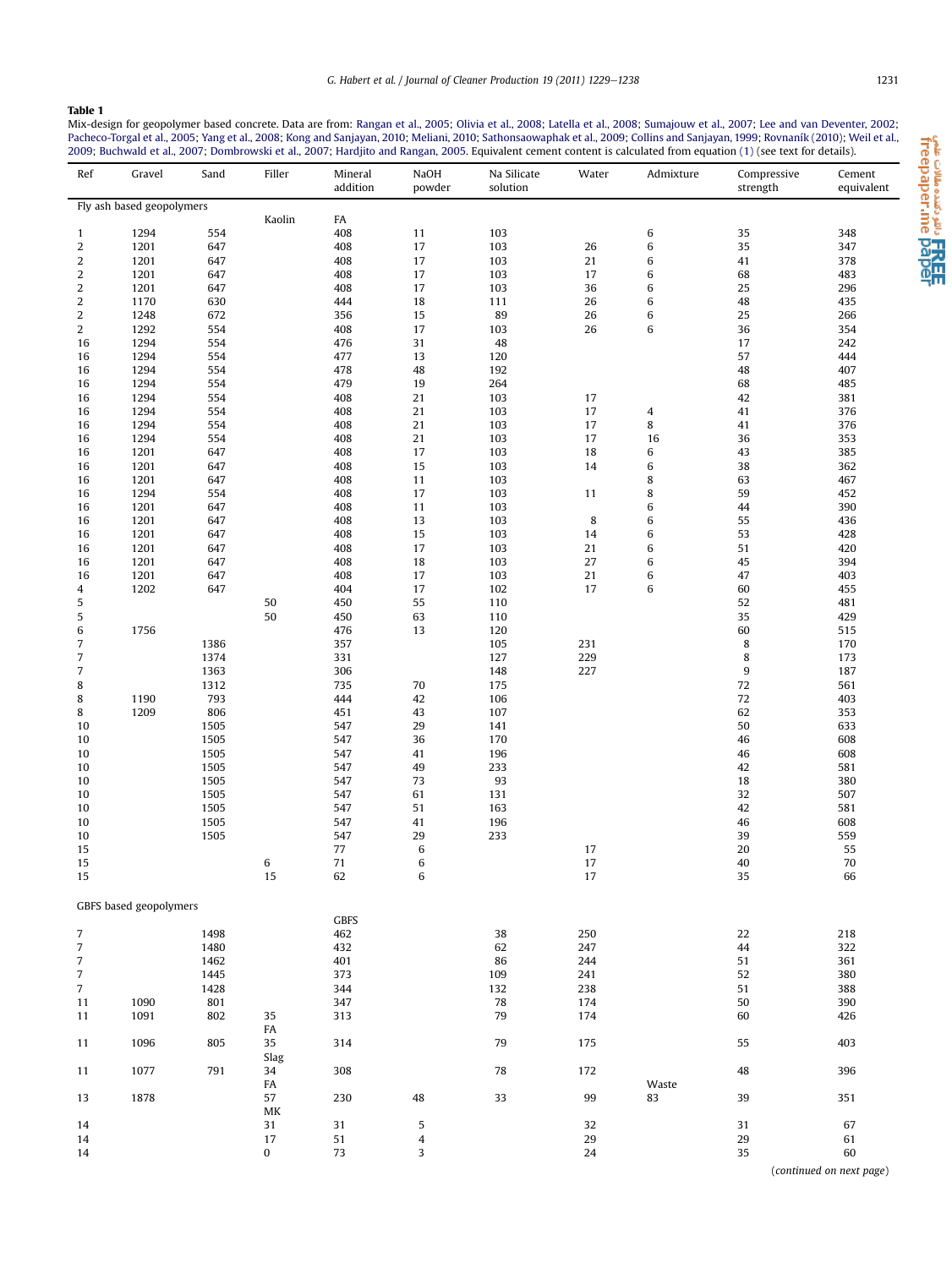**Table 1**

Mix-design for geopolymer based concrete. Data are from: Rangan et al., 2005; Olivia et al., 2008; Latella et al., 2008; Sumajouw et al., 2007; Lee and van Deventer, 2002; Pacheco-Torgal et al., 2005; Yang et al., 2008; Kong and Sanjayan, 2010; Meliani, 2010; Sathonsaowaphak et al., 2009; Collins and Sanjayan, 1999; Rovnaník (2010); Weil et al., 2009; Buchwald et al., 2007; Dombrowski et al., 2007; Hardjito and Rangan, 2005. Equivalent cement content is calculated from equation (1) (see text for details).

| Ref | Gravel | Sand | Filler | Mineral addition | NaOH powder | Na Silicate solution | Water | Admixture | Compressive strength | Cement equivalent |
|---|---|---|---|---|---|---|---|---|---|---|
| Fly ash based geopolymers | | | | | | | | | | |
| | | | Kaolin | FA | | | | | | |
| 1 | 1294 | 554 | | 408 | 11 | 103 | | 6 | 35 | 348 |
| 2 | 1201 | 647 | | 408 | 17 | 103 | 26 | 6 | 35 | 347 |
| 2 | 1201 | 647 | | 408 | 17 | 103 | 21 | 6 | 41 | 378 |
| 2 | 1201 | 647 | | 408 | 17 | 103 | 17 | 6 | 68 | 483 |
| 2 | 1201 | 647 | | 408 | 17 | 103 | 36 | 6 | 25 | 296 |
| 2 | 1170 | 630 | | 444 | 18 | 111 | 26 | 6 | 48 | 435 |
| 2 | 1248 | 672 | | 356 | 15 | 89 | 26 | 6 | 25 | 266 |
| 2 | 1292 | 554 | | 408 | 17 | 103 | 26 | 6 | 36 | 354 |
| 16 | 1294 | 554 | | 476 | 31 | 48 | | | 17 | 242 |
| 16 | 1294 | 554 | | 477 | 13 | 120 | | | 57 | 444 |
| 16 | 1294 | 554 | | 478 | 48 | 192 | | | 48 | 407 |
| 16 | 1294 | 554 | | 479 | 19 | 264 | | | 68 | 485 |
| 16 | 1294 | 554 | | 408 | 21 | 103 | 17 | | 42 | 381 |
| 16 | 1294 | 554 | | 408 | 21 | 103 | 17 | 4 | 41 | 376 |
| 16 | 1294 | 554 | | 408 | 21 | 103 | 17 | 8 | 41 | 376 |
| 16 | 1294 | 554 | | 408 | 21 | 103 | 17 | 16 | 36 | 353 |
| 16 | 1201 | 647 | | 408 | 17 | 103 | 18 | 6 | 43 | 385 |
| 16 | 1201 | 647 | | 408 | 15 | 103 | 14 | 6 | 38 | 362 |
| 16 | 1201 | 647 | | 408 | 11 | 103 | | 8 | 63 | 467 |
| 16 | 1294 | 554 | | 408 | 17 | 103 | 11 | 8 | 59 | 452 |
| 16 | 1201 | 647 | | 408 | 11 | 103 | | 6 | 44 | 390 |
| 16 | 1201 | 647 | | 408 | 13 | 103 | 8 | 6 | 55 | 436 |
| 16 | 1201 | 647 | | 408 | 15 | 103 | 14 | 6 | 53 | 428 |
| 16 | 1201 | 647 | | 408 | 17 | 103 | 21 | 6 | 51 | 420 |
| 16 | 1201 | 647 | | 408 | 18 | 103 | 27 | 6 | 45 | 394 |
| 16 | 1201 | 647 | | 408 | 17 | 103 | 21 | 6 | 47 | 403 |
| 4 | 1202 | 647 | | 404 | 17 | 102 | 17 | 6 | 60 | 455 |
| 5 | | | 50 | 450 | 55 | 110 | | | 52 | 481 |
| 5 | | | 50 | 450 | 63 | 110 | | | 35 | 429 |
| 6 | 1756 | | | 476 | 13 | 120 | | | 60 | 515 |
| 7 | | 1386 | | 357 | | 105 | 231 | | 8 | 170 |
| 7 | | 1374 | | 331 | | 127 | 229 | | 8 | 173 |
| 7 | | 1363 | | 306 | | 148 | 227 | | 9 | 187 |
| 8 | | 1312 | | 735 | 70 | 175 | | | 72 | 561 |
| 8 | 1190 | 793 | | 444 | 42 | 106 | | | 72 | 403 |
| 8 | 1209 | 806 | | 451 | 43 | 107 | | | 62 | 353 |
| 10 | | 1505 | | 547 | 29 | 141 | | | 50 | 633 |
| 10 | | 1505 | | 547 | 36 | 170 | | | 46 | 608 |
| 10 | | 1505 | | 547 | 41 | 196 | | | 46 | 608 |
| 10 | | 1505 | | 547 | 49 | 233 | | | 42 | 581 |
| 10 | | 1505 | | 547 | 73 | 93 | | | 18 | 380 |
| 10 | | 1505 | | 547 | 61 | 131 | | | 32 | 507 |
| 10 | | 1505 | | 547 | 51 | 163 | | | 42 | 581 |
| 10 | | 1505 | | 547 | 41 | 196 | | | 46 | 608 |
| 10 | | 1505 | | 547 | 29 | 233 | | | 39 | 559 |
| 15 | | | | 77 | 6 | | 17 | | 20 | 55 |
| 15 | | | 6 | 71 | 6 | | 17 | | 40 | 70 |
| 15 | | | 15 | 62 | 6 | | 17 | | 35 | 66 |
| GBFS based geopolymers | | | | | | | | | | |
| | | | | GBFS | | | | | | |
| 7 | | 1498 | | 462 | | 38 | 250 | | 22 | 218 |
| 7 | | 1480 | | 432 | | 62 | 247 | | 44 | 322 |
| 7 | | 1462 | | 401 | | 86 | 244 | | 51 | 361 |
| 7 | | 1445 | | 373 | | 109 | 241 | | 52 | 380 |
| 7 | | 1428 | | 344 | | 132 | 238 | | 51 | 388 |
| 11 | 1090 | 801 | | 347 | | 78 | 174 | | 50 | 390 |
| 11 | 1091 | 802 | 35 FA | 313 | | 79 | 174 | | 60 | 426 |
| 11 | 1096 | 805 | 35 Slag | 314 | | 79 | 175 | | 55 | 403 |
| 11 | 1077 | 791 | 34 FA | 308 | | 78 | 172 | | 48 | 396 |
| 13 | 1878 | | 57 MK | 230 | 48 | 33 | 99 | Waste 83 | 39 | 351 |
| 14 | | | 31 | 31 | 5 | | 32 | | 31 | 67 |
| 14 | | | 17 | 51 | 4 | | 29 | | 29 | 61 |
| 14 | | | 0 | 73 | 3 | | 24 | | 35 | 60 |

(continued on next page)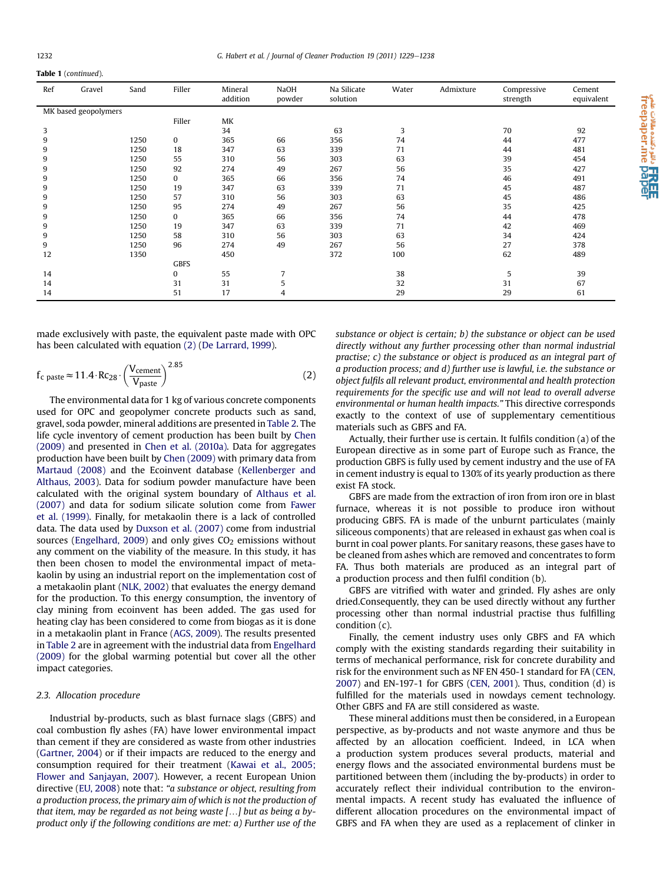**Table 1** (*continued*).

| Ref | Gravel | Sand | Filler | Mineral addition | NaOH powder | Na Silicate solution | Water | Admixture | Compressive strength | Cement equivalent |
|---|---|---|---|---|---|---|---|---|---|---|
| MK based geopolymers | | | | | | | | | | |
| | | | Filler | MK | | | | | | |
| 3 | | | | 34 | | 63 | 3 | | 70 | 92 |
| 9 | | 1250 | 0 | 365 | 66 | 356 | 74 | | 44 | 477 |
| 9 | | 1250 | 18 | 347 | 63 | 339 | 71 | | 44 | 481 |
| 9 | | 1250 | 55 | 310 | 56 | 303 | 63 | | 39 | 454 |
| 9 | | 1250 | 92 | 274 | 49 | 267 | 56 | | 35 | 427 |
| 9 | | 1250 | 0 | 365 | 66 | 356 | 74 | | 46 | 491 |
| 9 | | 1250 | 19 | 347 | 63 | 339 | 71 | | 45 | 487 |
| 9 | | 1250 | 57 | 310 | 56 | 303 | 63 | | 45 | 486 |
| 9 | | 1250 | 95 | 274 | 49 | 267 | 56 | | 35 | 425 |
| 9 | | 1250 | 0 | 365 | 66 | 356 | 74 | | 44 | 478 |
| 9 | | 1250 | 19 | 347 | 63 | 339 | 71 | | 42 | 469 |
| 9 | | 1250 | 58 | 310 | 56 | 303 | 63 | | 34 | 424 |
| 9 | | 1250 | 96 | 274 | 49 | 267 | 56 | | 27 | 378 |
| 12 | | 1350 | | 450 | | 372 | 100 | | 62 | 489 |
| | | | GBFS | | | | | | | |
| 14 | | | 0 | 55 | 7 | | 38 | | 5 | 39 |
| 14 | | | 31 | 31 | 5 | | 32 | | 31 | 67 |
| 14 | | | 51 | 17 | 4 | | 29 | | 29 | 61 |

made exclusively with paste, the equivalent paste made with OPC has been calculated with equation (2) (De Larrard, 1999).

$$f_{c\ paste} \approx 11.4 \cdot Rc_{28} \cdot \left(\frac{V_{cement}}{V_{paste}}\right)^{2.85} \quad (2)$$

The environmental data for 1 kg of various concrete components used for OPC and geopolymer concrete products such as sand, gravel, soda powder, mineral additions are presented in Table 2. The life cycle inventory of cement production has been built by Chen (2009) and presented in Chen et al. (2010a). Data for aggregates production have been built by Chen (2009) with primary data from Martaud (2008) and the Ecoinvent database (Kellenberger and Althaus, 2003). Data for sodium powder manufacture have been calculated with the original system boundary of Althaus et al. (2007) and data for sodium silicate solution come from Fawer et al. (1999). Finally, for metakaolin there is a lack of controlled data. The data used by Duxson et al. (2007) come from industrial sources (Engelhard, 2009) and only gives $CO_2$ emissions without any comment on the viability of the measure. In this study, it has then been chosen to model the environmental impact of metakaolin by using an industrial report on the implementation cost of a metakaolin plant (NLK, 2002) that evaluates the energy demand for the production. To this energy consumption, the inventory of clay mining from ecoinvent has been added. The gas used for heating clay has been considered to come from biogas as it is done in a metakaolin plant in France (AGS, 2009). The results presented in Table 2 are in agreement with the industrial data from Engelhard (2009) for the global warming potential but cover all the other impact categories.

### 2.3. Allocation procedure

Industrial by-products, such as blast furnace slags (GBFS) and coal combustion fly ashes (FA) have lower environmental impact than cement if they are considered as waste from other industries (Gartner, 2004) or if their impacts are reduced to the energy and consumption required for their treatment (Kawai et al., 2005; Flower and Sanjayan, 2007). However, a recent European Union directive (EU, 2008) note that: *"a substance or object, resulting from a production process, the primary aim of which is not the production of that item, may be regarded as not being waste […] but as being a by-product only if the following conditions are met: a) Further use of the substance or object is certain; b) the substance or object can be used directly without any further processing other than normal industrial practise; c) the substance or object is produced as an integral part of a production process; and d) further use is lawful, i.e. the substance or object fulfils all relevant product, environmental and health protection requirements for the specific use and will not lead to overall adverse environmental or human health impacts."* This directive corresponds exactly to the context of use of supplementary cementitious materials such as GBFS and FA.

Actually, their further use is certain. It fulfils condition (a) of the European directive as in some part of Europe such as France, the production GBFS is fully used by cement industry and the use of FA in cement industry is equal to 130% of its yearly production as there exist FA stock.

GBFS are made from the extraction of iron from iron ore in blast furnace, whereas it is not possible to produce iron without producing GBFS. FA is made of the unburnt particulates (mainly siliceous components) that are released in exhaust gas when coal is burnt in coal power plants. For sanitary reasons, these gases have to be cleaned from ashes which are removed and concentrates to form FA. Thus both materials are produced as an integral part of a production process and then fulfil condition (b).

GBFS are vitrified with water and grinded. Fly ashes are only dried.Consequently, they can be used directly without any further processing other than normal industrial practise thus fulfilling condition (c).

Finally, the cement industry uses only GBFS and FA which comply with the existing standards regarding their suitability in terms of mechanical performance, risk for concrete durability and risk for the environment such as NF EN 450-1 standard for FA (CEN, 2007) and EN-197-1 for GBFS (CEN, 2001). Thus, condition (d) is fulfilled for the materials used in nowdays cement technology. Other GBFS and FA are still considered as waste.

These mineral additions must then be considered, in a European perspective, as by-products and not waste anymore and thus be affected by an allocation coefficient. Indeed, in LCA when a production system produces several products, material and energy flows and the associated environmental burdens must be partitioned between them (including the by-products) in order to accurately reflect their individual contribution to the environmental impacts. A recent study has evaluated the influence of different allocation procedures on the environmental impact of GBFS and FA when they are used as a replacement of clinker in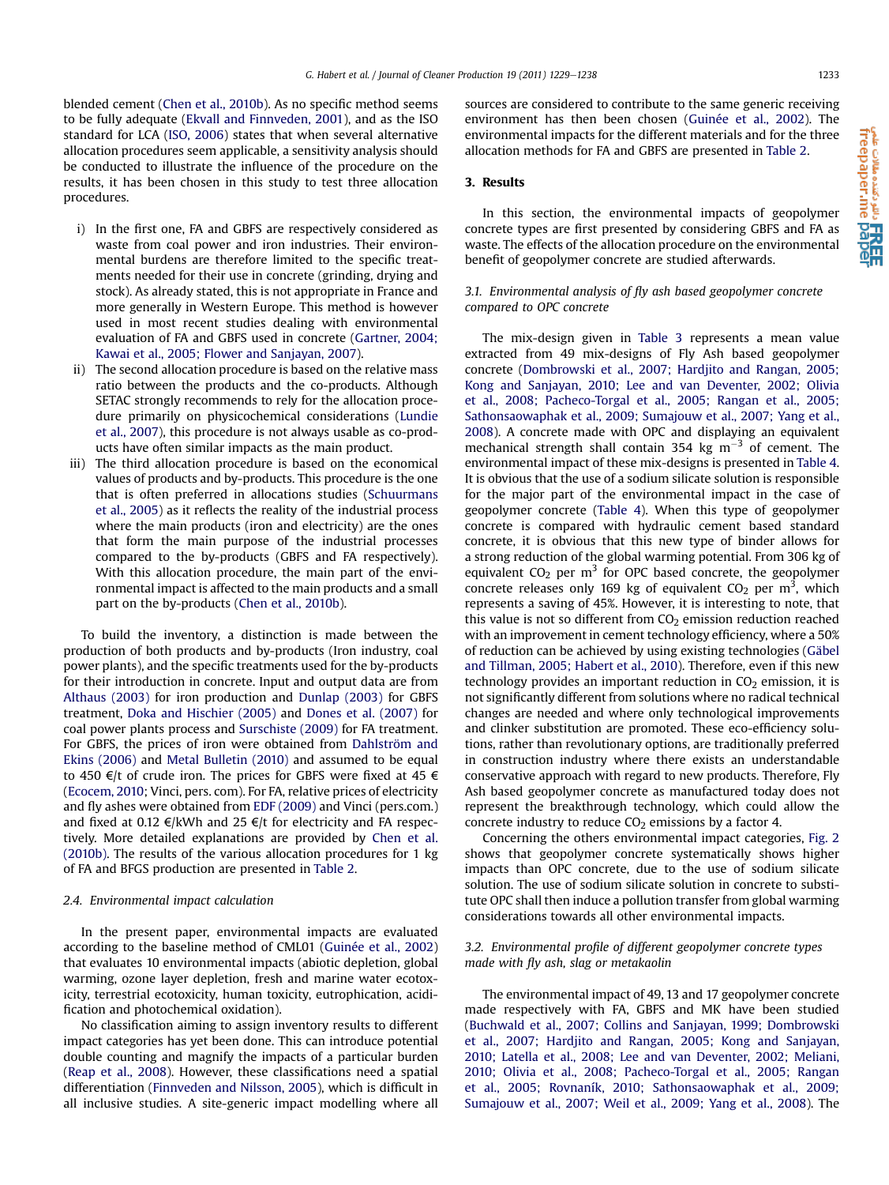blended cement (Chen et al., 2010b). As no specific method seems to be fully adequate (Ekvall and Finnveden, 2001), and as the ISO standard for LCA (ISO, 2006) states that when several alternative allocation procedures seem applicable, a sensitivity analysis should be conducted to illustrate the influence of the procedure on the results, it has been chosen in this study to test three allocation procedures.

i) In the first one, FA and GBFS are respectively considered as waste from coal power and iron industries. Their environmental burdens are therefore limited to the specific treatments needed for their use in concrete (grinding, drying and stock). As already stated, this is not appropriate in France and more generally in Western Europe. This method is however used in most recent studies dealing with environmental evaluation of FA and GBFS used in concrete (Gartner, 2004; Kawai et al., 2005; Flower and Sanjayan, 2007).
ii) The second allocation procedure is based on the relative mass ratio between the products and the co-products. Although SETAC strongly recommends to rely for the allocation procedure primarily on physicochemical considerations (Lundie et al., 2007), this procedure is not always usable as co-products have often similar impacts as the main product.
iii) The third allocation procedure is based on the economical values of products and by-products. This procedure is the one that is often preferred in allocations studies (Schuurmans et al., 2005) as it reflects the reality of the industrial process where the main products (iron and electricity) are the ones that form the main purpose of the industrial processes compared to the by-products (GBFS and FA respectively). With this allocation procedure, the main part of the environmental impact is affected to the main products and a small part on the by-products (Chen et al., 2010b).

To build the inventory, a distinction is made between the production of both products and by-products (Iron industry, coal power plants), and the specific treatments used for the by-products for their introduction in concrete. Input and output data are from Althaus (2003) for iron production and Dunlap (2003) for GBFS treatment, Doka and Hischier (2005) and Dones et al. (2007) for coal power plants process and Surschiste (2009) for FA treatment. For GBFS, the prices of iron were obtained from Dahlström and Ekins (2006) and Metal Bulletin (2010) and assumed to be equal to 450 €/t of crude iron. The prices for GBFS were fixed at 45 € (Ecocem, 2010; Vinci, pers. com). For FA, relative prices of electricity and fly ashes were obtained from EDF (2009) and Vinci (pers.com.) and fixed at 0.12 €/kWh and 25 €/t for electricity and FA respectively. More detailed explanations are provided by Chen et al. (2010b). The results of the various allocation procedures for 1 kg of FA and BFGS production are presented in Table 2.

### 2.4. Environmental impact calculation

In the present paper, environmental impacts are evaluated according to the baseline method of CML01 (Guinée et al., 2002) that evaluates 10 environmental impacts (abiotic depletion, global warming, ozone layer depletion, fresh and marine water ecotoxicity, terrestrial ecotoxicity, human toxicity, eutrophication, acidification and photochemical oxidation).

No classification aiming to assign inventory results to different impact categories has yet been done. This can introduce potential double counting and magnify the impacts of a particular burden (Reap et al., 2008). However, these classifications need a spatial differentiation (Finnveden and Nilsson, 2005), which is difficult in all inclusive studies. A site-generic impact modelling where all sources are considered to contribute to the same generic receiving environment has then been chosen (Guinée et al., 2002). The environmental impacts for the different materials and for the three allocation methods for FA and GBFS are presented in Table 2.

## 3. Results

In this section, the environmental impacts of geopolymer concrete types are first presented by considering GBFS and FA as waste. The effects of the allocation procedure on the environmental benefit of geopolymer concrete are studied afterwards.

### 3.1. Environmental analysis of fly ash based geopolymer concrete compared to OPC concrete

The mix-design given in Table 3 represents a mean value extracted from 49 mix-designs of Fly Ash based geopolymer concrete (Dombrowski et al., 2007; Hardjito and Rangan, 2005; Kong and Sanjayan, 2010; Lee and van Deventer, 2002; Olivia et al., 2008; Pacheco-Torgal et al., 2005; Rangan et al., 2005; Sathonsaowaphak et al., 2009; Sumajouw et al., 2007; Yang et al., 2008). A concrete made with OPC and displaying an equivalent mechanical strength shall contain 354 kg $m^{-3}$ of cement. The environmental impact of these mix-designs is presented in Table 4. It is obvious that the use of a sodium silicate solution is responsible for the major part of the environmental impact in the case of geopolymer concrete (Table 4). When this type of geopolymer concrete is compared with hydraulic cement based standard concrete, it is obvious that this new type of binder allows for a strong reduction of the global warming potential. From 306 kg of equivalent $CO_2$ per $m^3$ for OPC based concrete, the geopolymer concrete releases only 169 kg of equivalent $CO_2$ per $m^3$, which represents a saving of 45%. However, it is interesting to note, that this value is not so different from $CO_2$ emission reduction reached with an improvement in cement technology efficiency, where a 50% of reduction can be achieved by using existing technologies (Gäbel and Tillman, 2005; Habert et al., 2010). Therefore, even if this new technology provides an important reduction in $CO_2$ emission, it is not significantly different from solutions where no radical technical changes are needed and where only technological improvements and clinker substitution are promoted. These eco-efficiency solutions, rather than revolutionary options, are traditionally preferred in construction industry where there exists an understandable conservative approach with regard to new products. Therefore, Fly Ash based geopolymer concrete as manufactured today does not represent the breakthrough technology, which could allow the concrete industry to reduce $CO_2$ emissions by a factor 4.

Concerning the others environmental impact categories, Fig. 2 shows that geopolymer concrete systematically shows higher impacts than OPC concrete, due to the use of sodium silicate solution. The use of sodium silicate solution in concrete to substitute OPC shall then induce a pollution transfer from global warming considerations towards all other environmental impacts.

### 3.2. Environmental profile of different geopolymer concrete types made with fly ash, slag or metakaolin

The environmental impact of 49, 13 and 17 geopolymer concrete made respectively with FA, GBFS and MK have been studied (Buchwald et al., 2007; Collins and Sanjayan, 1999; Dombrowski et al., 2007; Hardjito and Rangan, 2005; Kong and Sanjayan, 2010; Latella et al., 2008; Lee and van Deventer, 2002; Meliani, 2010; Olivia et al., 2008; Pacheco-Torgal et al., 2005; Rangan et al., 2005; Rovnaník, 2010; Sathonsaowaphak et al., 2009; Sumajouw et al., 2007; Weil et al., 2009; Yang et al., 2008). The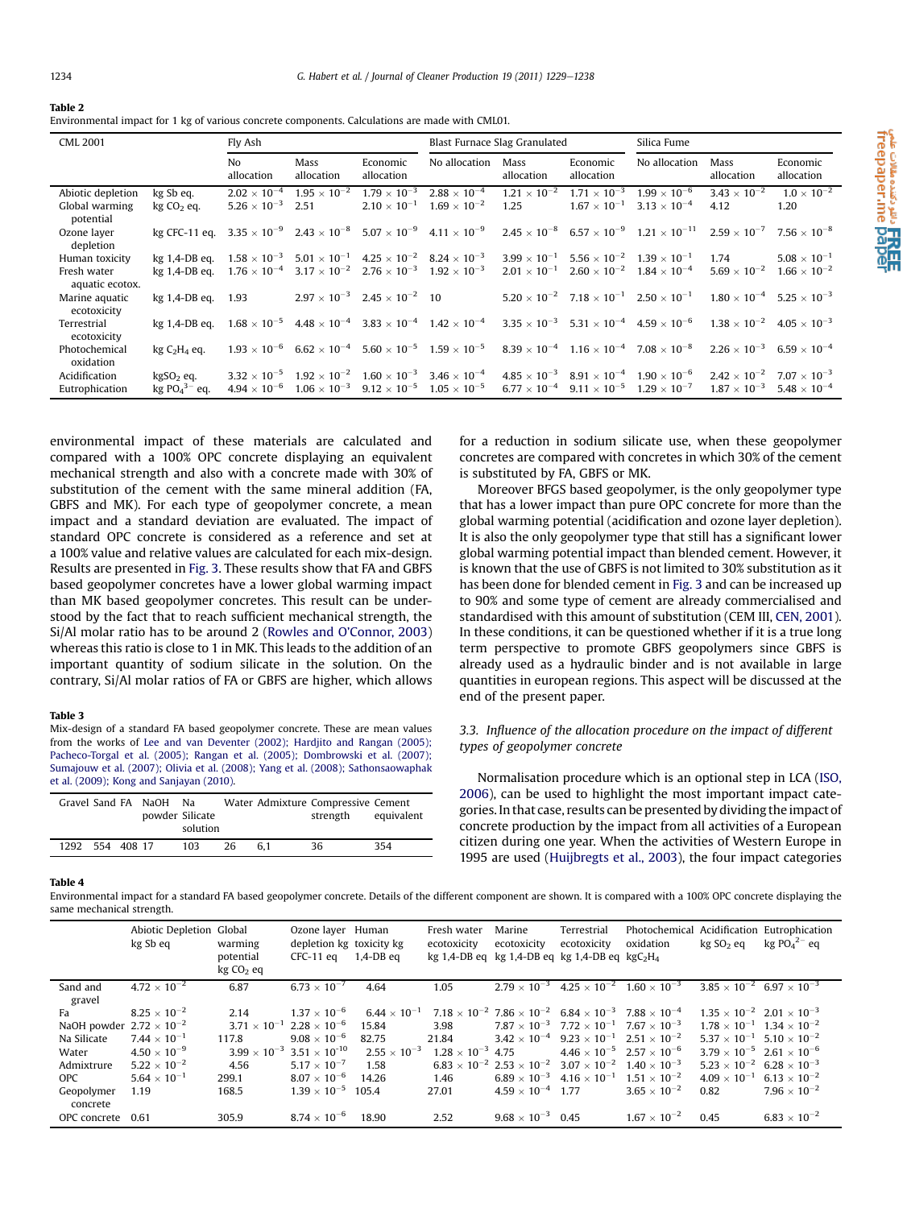**Table 2**
Environmental impact for 1 kg of various concrete components. Calculations are made with CML01.

| CML 2001 | | Fly Ash | | | Blast Furnace Slag Granulated | | | Silica Fume | | |
|---|---|---|---|---|---|---|---|---|---|---|
| | | No allocation | Mass allocation | Economic allocation | No allocation | Mass allocation | Economic allocation | No allocation | Mass allocation | Economic allocation |
| Abiotic depletion | kg Sb eq. | $2.02 \times 10^{-4}$ | $1.95 \times 10^{-2}$ | $1.79 \times 10^{-3}$ | $2.88 \times 10^{-4}$ | $1.21 \times 10^{-2}$ | $1.71 \times 10^{-3}$ | $1.99 \times 10^{-6}$ | $3.43 \times 10^{-2}$ | $1.0 \times 10^{-2}$ |
| Global warming potential | kg $CO_2$ eq. | $5.26 \times 10^{-3}$ | 2.51 | $2.10 \times 10^{-1}$ | $1.69 \times 10^{-2}$ | 1.25 | $1.67 \times 10^{-1}$ | $3.13 \times 10^{-4}$ | 4.12 | 1.20 |
| Ozone layer depletion | kg CFC-11 eq. | $3.35 \times 10^{-9}$ | $2.43 \times 10^{-8}$ | $5.07 \times 10^{-9}$ | $4.11 \times 10^{-9}$ | $2.45 \times 10^{-8}$ | $6.57 \times 10^{-9}$ | $1.21 \times 10^{-11}$ | $2.59 \times 10^{-7}$ | $7.56 \times 10^{-8}$ |
| Human toxicity | kg 1,4-DB eq. | $1.58 \times 10^{-3}$ | $5.01 \times 10^{-1}$ | $4.25 \times 10^{-2}$ | $8.24 \times 10^{-3}$ | $3.99 \times 10^{-1}$ | $5.56 \times 10^{-2}$ | $1.39 \times 10^{-1}$ | 1.74 | $5.08 \times 10^{-1}$ |
| Fresh water aquatic ecotox. | kg 1,4-DB eq. | $1.76 \times 10^{-4}$ | $3.17 \times 10^{-2}$ | $2.76 \times 10^{-3}$ | $1.92 \times 10^{-3}$ | $2.01 \times 10^{-1}$ | $2.60 \times 10^{-2}$ | $1.84 \times 10^{-4}$ | $5.69 \times 10^{-2}$ | $1.66 \times 10^{-2}$ |
| Marine aquatic ecotoxicity | kg 1,4-DB eq. | 1.93 | $2.97 \times 10^{-3}$ | $2.45 \times 10^{-2}$ | 10 | $5.20 \times 10^{-2}$ | $7.18 \times 10^{-1}$ | $2.50 \times 10^{-1}$ | $1.80 \times 10^{-4}$ | $5.25 \times 10^{-3}$ |
| Terrestrial ecotoxicity | kg 1,4-DB eq. | $1.68 \times 10^{-5}$ | $4.48 \times 10^{-4}$ | $3.83 \times 10^{-4}$ | $1.42 \times 10^{-4}$ | $3.35 \times 10^{-3}$ | $5.31 \times 10^{-4}$ | $4.59 \times 10^{-6}$ | $1.38 \times 10^{-2}$ | $4.05 \times 10^{-3}$ |
| Photochemical oxidation | kg $C_2H_4$ eq. | $1.93 \times 10^{-6}$ | $6.62 \times 10^{-4}$ | $5.60 \times 10^{-5}$ | $1.59 \times 10^{-5}$ | $8.39 \times 10^{-4}$ | $1.16 \times 10^{-4}$ | $7.08 \times 10^{-8}$ | $2.26 \times 10^{-3}$ | $6.59 \times 10^{-4}$ |
| Acidification | kg$SO_2$ eq. | $3.32 \times 10^{-5}$ | $1.92 \times 10^{-2}$ | $1.60 \times 10^{-3}$ | $3.46 \times 10^{-4}$ | $4.85 \times 10^{-3}$ | $8.91 \times 10^{-4}$ | $1.90 \times 10^{-6}$ | $2.42 \times 10^{-2}$ | $7.07 \times 10^{-3}$ |
| Eutrophication | kg $PO_4^{3-}$ eq. | $4.94 \times 10^{-6}$ | $1.06 \times 10^{-3}$ | $9.12 \times 10^{-5}$ | $1.05 \times 10^{-5}$ | $6.77 \times 10^{-4}$ | $9.11 \times 10^{-5}$ | $1.29 \times 10^{-7}$ | $1.87 \times 10^{-3}$ | $5.48 \times 10^{-4}$ |

environmental impact of these materials are calculated and compared with a 100% OPC concrete displaying an equivalent mechanical strength and also with a concrete made with 30% of substitution of the cement with the same mineral addition (FA, GBFS and MK). For each type of geopolymer concrete, a mean impact and a standard deviation are evaluated. The impact of standard OPC concrete is considered as a reference and set at a 100% value and relative values are calculated for each mix-design. Results are presented in Fig. 3. These results show that FA and GBFS based geopolymer concretes have a lower global warming impact than MK based geopolymer concretes. This result can be understood by the fact that to reach sufficient mechanical strength, the Si/Al molar ratio has to be around 2 (Rowles and O'Connor, 2003) whereas this ratio is close to 1 in MK. This leads to the addition of an important quantity of sodium silicate in the solution. On the contrary, Si/Al molar ratios of FA or GBFS are higher, which allows for a reduction in sodium silicate use, when these geopolymer concretes are compared with concretes in which 30% of the cement is substituted by FA, GBFS or MK.

Moreover BFGS based geopolymer, is the only geopolymer type that has a lower impact than pure OPC concrete for more than the global warming potential (acidification and ozone layer depletion). It is also the only geopolymer type that still has a significant lower global warming potential impact than blended cement. However, it is known that the use of GBFS is not limited to 30% substitution as it has been done for blended cement in Fig. 3 and can be increased up to 90% and some type of cement are already commercialised and standardised with this amount of substitution (CEM III, CEN, 2001). In these conditions, it can be questioned whether if it is a true long term perspective to promote GBFS geopolymers since GBFS is already used as a hydraulic binder and is not available in large quantities in european regions. This aspect will be discussed at the end of the present paper.

**Table 3**
Mix-design of a standard FA based geopolymer concrete. These are mean values from the works of Lee and van Deventer (2002); Hardjito and Rangan (2005); Pacheco-Torgal et al. (2005); Rangan et al. (2005); Dombrowski et al. (2007); Sumajouw et al. (2007); Olivia et al. (2008); Yang et al. (2008); Sathonsaowaphak et al. (2009); Kong and Sanjayan (2010).

| Gravel | Sand | FA | NaOH powder | Na Silicate solution | Water | Admixture | Compressive strength | Cement equivalent |
|---|---|---|---|---|---|---|---|---|
| 1292 | 554 | 408 | 17 | 103 | 26 | 6,1 | 36 | 354 |

### 3.3. Influence of the allocation procedure on the impact of different types of geopolymer concrete

Normalisation procedure which is an optional step in LCA (ISO, 2006), can be used to highlight the most important impact categories. In that case, results can be presented by dividing the impact of concrete production by the impact from all activities of a European citizen during one year. When the activities of Western Europe in 1995 are used (Huijbregts et al., 2003), the four impact categories

**Table 4**
Environmental impact for a standard FA based geopolymer concrete. Details of the different component are shown. It is compared with a 100% OPC concrete displaying the same mechanical strength.

| | Abiotic Depletion kg Sb eq | Global warming potential kg $CO_2$ eq | Ozone layer depletion kg CFC-11 eq | Human toxicity kg 1,4-DB eq | Fresh water ecotoxicity kg 1,4-DB eq | Marine ecotoxicity kg 1,4-DB eq | Terrestrial ecotoxicity kg 1,4-DB eq | Photochemical oxidation kg$C_2H_4$ | Acidification kg $SO_2$ eq | Eutrophication kg $PO_4^{2-}$ eq |
|---|---|---|---|---|---|---|---|---|---|---|
| Sand and gravel | $4.72 \times 10^{-2}$ | 6.87 | $6.73 \times 10^{-7}$ | 4.64 | 1.05 | $2.79 \times 10^{-3}$ | $4.25 \times 10^{-2}$ | $1.60 \times 10^{-3}$ | $3.85 \times 10^{-2}$ | $6.97 \times 10^{-3}$ |
| Fa | $8.25 \times 10^{-2}$ | 2.14 | $1.37 \times 10^{-6}$ | $6.44 \times 10^{-1}$ | $7.18 \times 10^{-2}$ | $7.86 \times 10^{-2}$ | $6.84 \times 10^{-3}$ | $7.88 \times 10^{-4}$ | $1.35 \times 10^{-2}$ | $2.01 \times 10^{-3}$ |
| NaOH powder | $2.72 \times 10^{-2}$ | $3.71 \times 10^{-1}$ | $2.28 \times 10^{-6}$ | 15.84 | 3.98 | $7.87 \times 10^{-3}$ | $7.72 \times 10^{-1}$ | $7.67 \times 10^{-3}$ | $1.78 \times 10^{-1}$ | $1.34 \times 10^{-2}$ |
| Na Silicate | $7.44 \times 10^{-1}$ | 117.8 | $9.08 \times 10^{-6}$ | 82.75 | 21.84 | $3.42 \times 10^{-4}$ | $9.23 \times 10^{-1}$ | $2.51 \times 10^{-2}$ | $5.37 \times 10^{-1}$ | $5.10 \times 10^{-2}$ |
| Water | $4.50 \times 10^{-9}$ | $3.99 \times 10^{-3}$ | $3.51 \times 10^{-10}$ | $2.55 \times 10^{-3}$ | $1.28 \times 10^{-3}$ | 4.75 | $4.46 \times 10^{-5}$ | $2.57 \times 10^{-6}$ | $3.79 \times 10^{-5}$ | $2.61 \times 10^{-6}$ |
| Admixtrure | $5.22 \times 10^{-2}$ | 4.56 | $5.17 \times 10^{-7}$ | 1.58 | $6.83 \times 10^{-2}$ | $2.53 \times 10^{-2}$ | $3.07 \times 10^{-2}$ | $1.40 \times 10^{-3}$ | $5.23 \times 10^{-2}$ | $6.28 \times 10^{-3}$ |
| OPC | $5.64 \times 10^{-1}$ | 299.1 | $8.07 \times 10^{-6}$ | 14.26 | 1.46 | $6.89 \times 10^{-3}$ | $4.16 \times 10^{-1}$ | $1.51 \times 10^{-2}$ | $4.09 \times 10^{-1}$ | $6.13 \times 10^{-2}$ |
| Geopolymer concrete | 1.19 | 168.5 | $1.39 \times 10^{-5}$ | 105.4 | 27.01 | $4.59 \times 10^{-4}$ | 1.77 | $3.65 \times 10^{-2}$ | 0.82 | $7.96 \times 10^{-2}$ |
| OPC concrete | 0.61 | 305.9 | $8.74 \times 10^{-6}$ | 18.90 | 2.52 | $9.68 \times 10^{-3}$ | 0.45 | $1.67 \times 10^{-2}$ | 0.45 | $6.83 \times 10^{-2}$ |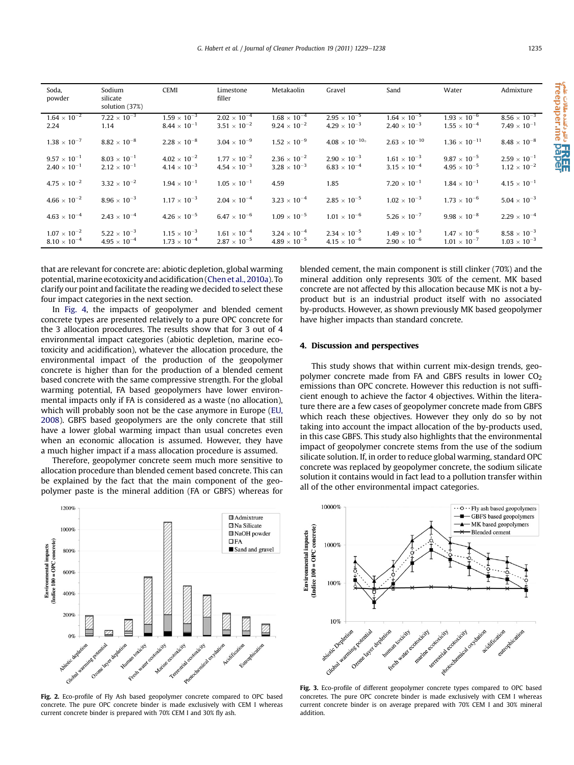| Soda, powder | Sodium silicate solution (37%) | CEMI | Limestone filler | Metakaolin | Gravel | Sand | Water | Admixture |
|---|---|---|---|---|---|---|---|---|
| $1.64 \times 10^{-2}$<br>2.24 | $7.22 \times 10^{-3}$<br>1.14 | $1.59 \times 10^{-3}$<br>$8.44 \times 10^{-1}$ | $2.02 \times 10^{-4}$<br>$3.51 \times 10^{-2}$ | $1.68 \times 10^{-4}$<br>$9.24 \times 10^{-2}$ | $2.95 \times 10^{-5}$<br>$4.29 \times 10^{-3}$ | $1.64 \times 10^{-5}$<br>$2.40 \times 10^{-3}$ | $1.93 \times 10^{-6}$<br>$1.55 \times 10^{-4}$ | $8.56 \times 10^{-3}$<br>$7.49 \times 10^{-1}$ |
| $1.38 \times 10^{-7}$ | $8.82 \times 10^{-8}$ | $2.28 \times 10^{-8}$ | $3.04 \times 10^{-9}$ | $1.52 \times 10^{-9}$ | $4.08 \times 10^{-10}$ | $2.63 \times 10^{-10}$ | $1.36 \times 10^{-11}$ | $8.48 \times 10^{-8}$ |
| $9.57 \times 10^{-1}$<br>$2.40 \times 10^{-1}$ | $8.03 \times 10^{-1}$<br>$2.12 \times 10^{-1}$ | $4.02 \times 10^{-2}$<br>$4.14 \times 10^{-3}$ | $1.77 \times 10^{-2}$<br>$4.54 \times 10^{-3}$ | $2.36 \times 10^{-2}$<br>$3.28 \times 10^{-3}$ | $2.90 \times 10^{-3}$<br>$6.83 \times 10^{-4}$ | $1.61 \times 10^{-3}$<br>$3.15 \times 10^{-4}$ | $9.87 \times 10^{-5}$<br>$4.95 \times 10^{-5}$ | $2.59 \times 10^{-1}$<br>$1.12 \times 10^{-2}$ |
| $4.75 \times 10^{-2}$ | $3.32 \times 10^{-2}$ | $1.94 \times 10^{-1}$ | $1.05 \times 10^{-1}$ | 4.59 | 1.85 | $7.20 \times 10^{-1}$ | $1.84 \times 10^{-1}$ | $4.15 \times 10^{-1}$ |
| $4.66 \times 10^{-2}$ | $8.96 \times 10^{-3}$ | $1.17 \times 10^{-3}$ | $2.04 \times 10^{-4}$ | $3.23 \times 10^{-4}$ | $2.85 \times 10^{-5}$ | $1.02 \times 10^{-3}$ | $1.73 \times 10^{-6}$ | $5.04 \times 10^{-3}$ |
| $4.63 \times 10^{-4}$ | $2.43 \times 10^{-4}$ | $4.26 \times 10^{-5}$ | $6.47 \times 10^{-6}$ | $1.09 \times 10^{-5}$ | $1.01 \times 10^{-6}$ | $5.26 \times 10^{-7}$ | $9.98 \times 10^{-8}$ | $2.29 \times 10^{-4}$ |
| $1.07 \times 10^{-2}$<br>$8.10 \times 10^{-4}$ | $5.22 \times 10^{-3}$<br>$4.95 \times 10^{-4}$ | $1.15 \times 10^{-3}$<br>$1.73 \times 10^{-4}$ | $1.61 \times 10^{-4}$<br>$2.87 \times 10^{-5}$ | $3.24 \times 10^{-4}$<br>$4.89 \times 10^{-5}$ | $2.34 \times 10^{-5}$<br>$4.15 \times 10^{-6}$ | $1.49 \times 10^{-3}$<br>$2.90 \times 10^{-6}$ | $1.47 \times 10^{-6}$<br>$1.01 \times 10^{-7}$ | $8.58 \times 10^{-3}$<br>$1.03 \times 10^{-3}$ |

that are relevant for concrete are: abiotic depletion, global warming potential, marine ecotoxicity and acidification (Chen et al., 2010a). To clarify our point and facilitate the reading we decided to select these four impact categories in the next section.

In Fig. 4, the impacts of geopolymer and blended cement concrete types are presented relatively to a pure OPC concrete for the 3 allocation procedures. The results show that for 3 out of 4 environmental impact categories (abiotic depletion, marine ecotoxicity and acidification), whatever the allocation procedure, the environmental impact of the production of the geopolymer concrete is higher than for the production of a blended cement based concrete with the same compressive strength. For the global warming potential, FA based geopolymers have lower environmental impacts only if FA is considered as a waste (no allocation), which will probably soon not be the case anymore in Europe (EU, 2008). GBFS based geopolymers are the only concrete that still have a lower global warming impact than usual concretes even when an economic allocation is assumed. However, they have a much higher impact if a mass allocation procedure is assumed.

Therefore, geopolymer concrete seem much more sensitive to allocation procedure than blended cement based concrete. This can be explained by the fact that the main component of the geopolymer paste is the mineral addition (FA or GBFS) whereas for blended cement, the main component is still clinker (70%) and the mineral addition only represents 30% of the cement. MK based concrete are not affected by this allocation because MK is not a by-product but is an industrial product itself with no associated by-products. However, as shown previously MK based geopolymer have higher impacts than standard concrete.

## 4. Discussion and perspectives

This study shows that within current mix-design trends, geopolymer concrete made from FA and GBFS results in lower $CO_2$ emissions than OPC concrete. However this reduction is not sufficient enough to achieve the factor 4 objectives. Within the literature there are a few cases of geopolymer concrete made from GBFS which reach these objectives. However they only do so by not taking into account the impact allocation of the by-products used, in this case GBFS. This study also highlights that the environmental impact of geopolymer concrete stems from the use of the sodium silicate solution. If, in order to reduce global warming, standard OPC concrete was replaced by geopolymer concrete, the sodium silicate solution it contains would in fact lead to a pollution transfer within all of the other environmental impact categories.

Fig. 2. Eco-profile of Fly Ash based geopolymer concrete compared to OPC based concrete. The pure OPC concrete binder is made exclusively with CEM I whereas current concrete binder is prepared with 70% CEM I and 30% fly ash.

Fig. 3. Eco-profile of different geopolymer concrete types compared to OPC based concretes. The pure OPC concrete binder is made exclusively with CEM I whereas current concrete binder is on average prepared with 70% CEM I and 30% mineral addition.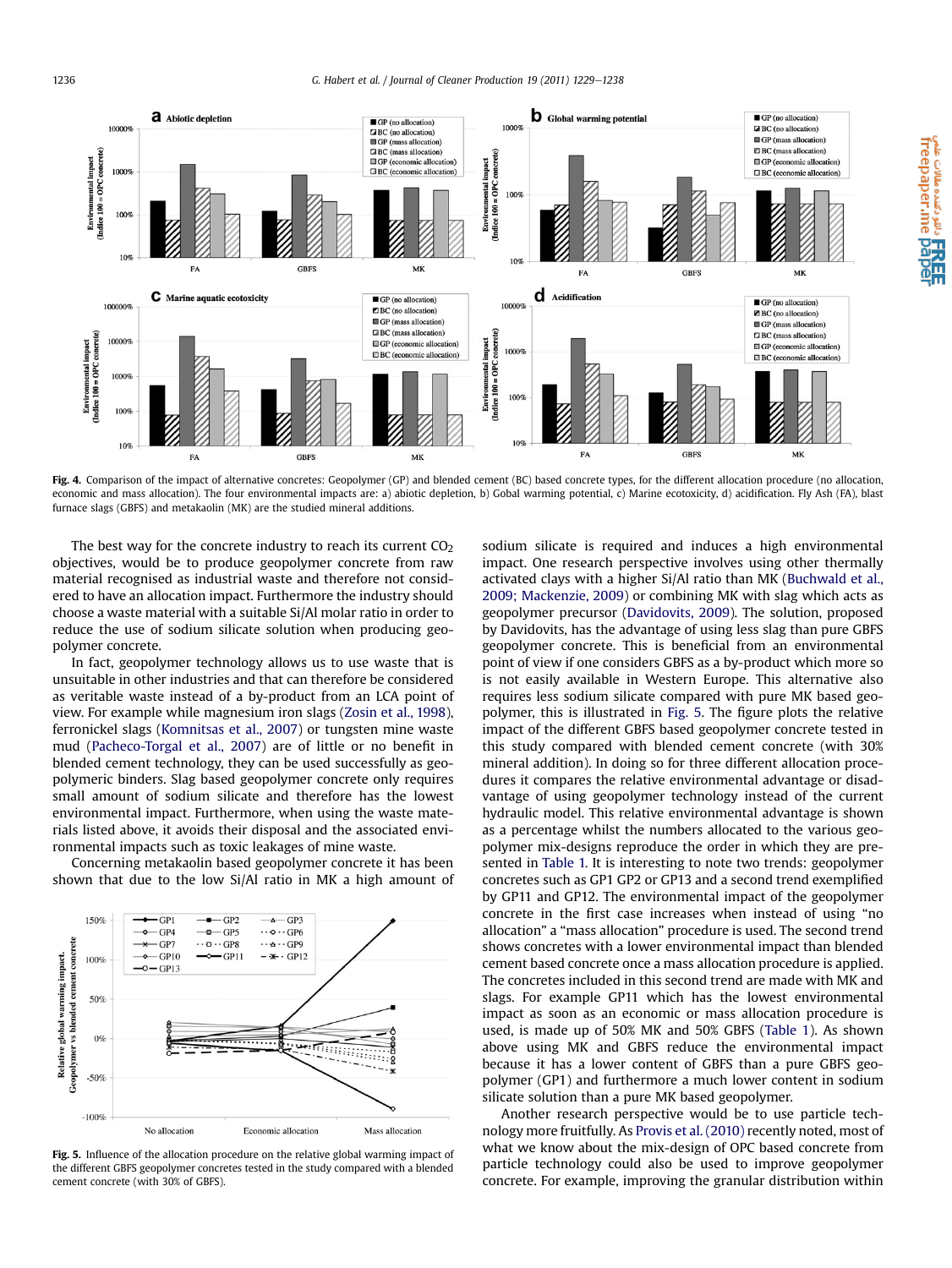**a** Abiotic depletion

Environmental impact (Indice 100 = OPC concrete)

10000%
1000%
100%
10%

FA GBFS MK

■ GP (no allocation)
BC (no allocation)
GP (mass allocation)
BC (mass allocation)
GP (economic allocation)
BC (economic allocation)

**b** Global warming potential

1000%
100%
10%

FA GBFS MK

**c** Marine aquatic ecotoxicity

100000%
10000%
1000%
100%
10%

FA GBFS MK

**d** Acidification

10000%
1000%
100%
10%

FA GBFS MK

**Fig. 4.** Comparison of the impact of alternative concretes: Geopolymer (GP) and blended cement (BC) based concrete types, for the different allocation procedure (no allocation, economic and mass allocation). The four environmental impacts are: a) abiotic depletion, b) Gobal warming potential, c) Marine ecotoxicity, d) acidification. Fly Ash (FA), blast furnace slags (GBFS) and metakaolin (MK) are the studied mineral additions.

The best way for the concrete industry to reach its current $CO_2$ objectives, would be to produce geopolymer concrete from raw material recognised as industrial waste and therefore not considered to have an allocation impact. Furthermore the industry should choose a waste material with a suitable Si/Al molar ratio in order to reduce the use of sodium silicate solution when producing geopolymer concrete.

In fact, geopolymer technology allows us to use waste that is unsuitable in other industries and that can therefore be considered as veritable waste instead of a by-product from an LCA point of view. For example while magnesium iron slags (Zosin et al., 1998), ferronickel slags (Komnitsas et al., 2007) or tungsten mine waste mud (Pacheco-Torgal et al., 2007) are of little or no benefit in blended cement technology, they can be used successfully as geopolymeric binders. Slag based geopolymer concrete only requires small amount of sodium silicate and therefore has the lowest environmental impact. Furthermore, when using the waste materials listed above, it avoids their disposal and the associated environmental impacts such as toxic leakages of mine waste.

Concerning metakaolin based geopolymer concrete it has been shown that due to the low Si/Al ratio in MK a high amount of sodium silicate is required and induces a high environmental impact. One research perspective involves using other thermally activated clays with a higher Si/Al ratio than MK (Buchwald et al., 2009; Mackenzie, 2009) or combining MK with slag which acts as geopolymer precursor (Davidovits, 2009). The solution, proposed by Davidovits, has the advantage of using less slag than pure GBFS geopolymer concrete. This is beneficial from an environmental point of view if one considers GBFS as a by-product which more so is not easily available in Western Europe. This alternative also requires less sodium silicate compared with pure MK based geopolymer, this is illustrated in Fig. 5. The figure plots the relative impact of the different GBFS based geopolymer concrete tested in this study compared with blended cement concrete (with 30% mineral addition). In doing so for three different allocation procedures it compares the relative environmental advantage or disadvantage of using geopolymer technology instead of the current hydraulic model. This relative environmental advantage is shown as a percentage whilst the numbers allocated to the various geopolymer mix-designs reproduce the order in which they are presented in Table 1. It is interesting to note two trends: geopolymer concretes such as GP1 GP2 or GP13 and a second trend exemplified by GP11 and GP12. The environmental impact of the geopolymer concrete in the first case increases when instead of using "no allocation" a "mass allocation" procedure is used. The second trend shows concretes with a lower environmental impact than blended cement based concrete once a mass allocation procedure is applied. The concretes included in this second trend are made with MK and slags. For example GP11 which has the lowest environmental impact as soon as an economic or mass allocation procedure is used, is made up of 50% MK and 50% GBFS (Table 1). As shown above using MK and GBFS reduce the environmental impact because it has a lower content of GBFS than a pure GBFS geopolymer (GP1) and furthermore a much lower content in sodium silicate solution than a pure MK based geopolymer.

Relative global warming impact. Geopolymer vs blended cement concrete

150%
100%
50%
0%
-50%
-100%

No allocation Economic allocation Mass allocation

GP1 GP2 GP3
GP4 GP5 GP6
GP7 GP8 GP9
GP10 GP11 GP12
GP13

**Fig. 5.** Influence of the allocation procedure on the relative global warming impact of the different GBFS geopolymer concretes tested in the study compared with a blended cement concrete (with 30% of GBFS).

Another research perspective would be to use particle technology more fruitfully. As Provis et al. (2010) recently noted, most of what we know about the mix-design of OPC based concrete from particle technology could also be used to improve geopolymer concrete. For example, improving the granular distribution within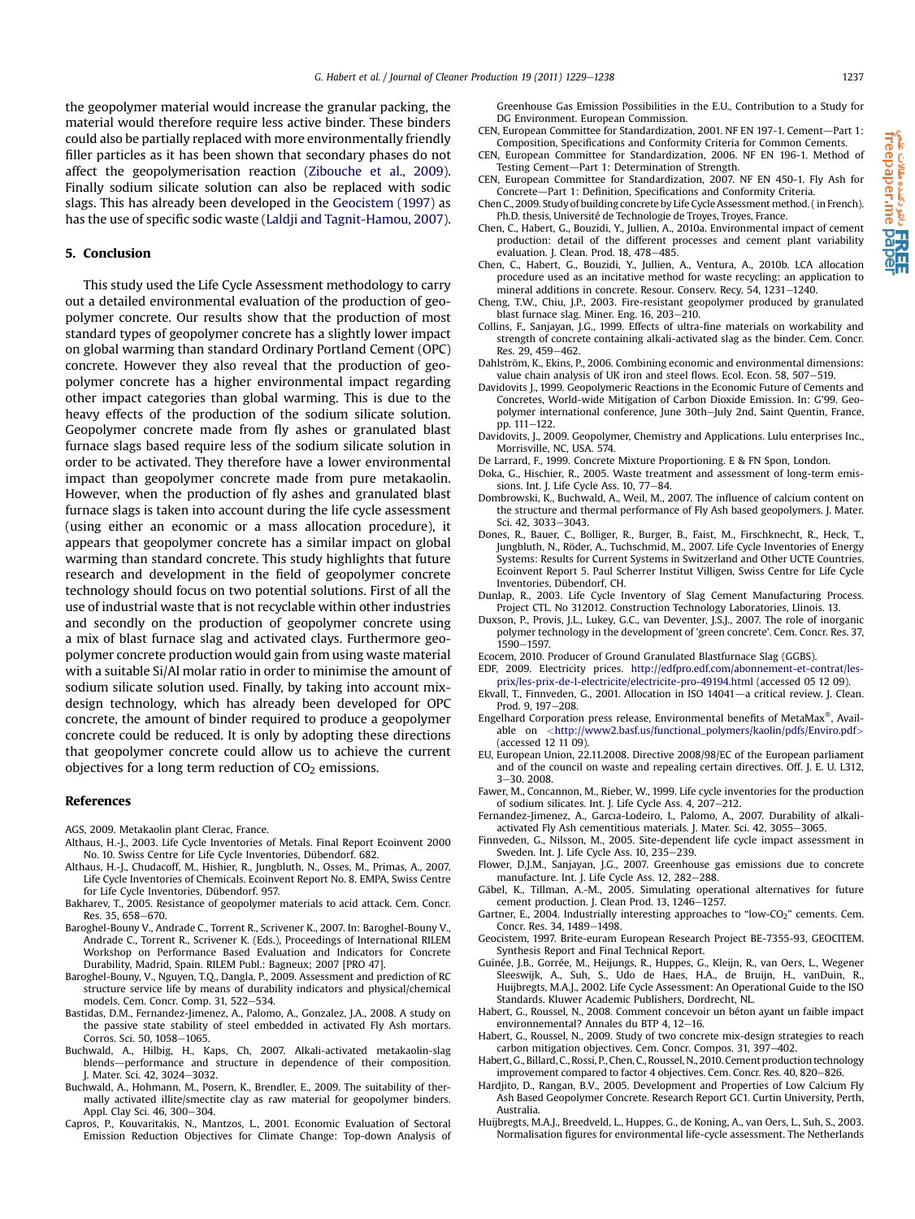the geopolymer material would increase the granular packing, the material would therefore require less active binder. These binders could also be partially replaced with more environmentally friendly filler particles as it has been shown that secondary phases do not affect the geopolymerisation reaction (Zibouche et al., 2009). Finally sodium silicate solution can also be replaced with sodic slags. This has already been developed in the Geocistem (1997) as has the use of specific sodic waste (Laldji and Tagnit-Hamou, 2007).

## 5. Conclusion

This study used the Life Cycle Assessment methodology to carry out a detailed environmental evaluation of the production of geopolymer concrete. Our results show that the production of most standard types of geopolymer concrete has a slightly lower impact on global warming than standard Ordinary Portland Cement (OPC) concrete. However they also reveal that the production of geopolymer concrete has a higher environmental impact regarding other impact categories than global warming. This is due to the heavy effects of the production of the sodium silicate solution. Geopolymer concrete made from fly ashes or granulated blast furnace slags based require less of the sodium silicate solution in order to be activated. They therefore have a lower environmental impact than geopolymer concrete made from pure metakaolin. However, when the production of fly ashes and granulated blast furnace slags is taken into account during the life cycle assessment (using either an economic or a mass allocation procedure), it appears that geopolymer concrete has a similar impact on global warming than standard concrete. This study highlights that future research and development in the field of geopolymer concrete technology should focus on two potential solutions. First of all the use of industrial waste that is not recyclable within other industries and secondly on the production of geopolymer concrete using a mix of blast furnace slag and activated clays. Furthermore geopolymer concrete production would gain from using waste material with a suitable Si/Al molar ratio in order to minimise the amount of sodium silicate solution used. Finally, by taking into account mix-design technology, which has already been developed for OPC concrete, the amount of binder required to produce a geopolymer concrete could be reduced. It is only by adopting these directions that geopolymer concrete could allow us to achieve the current objectives for a long term reduction of $CO_2$ emissions.

## References

AGS, 2009. Metakaolin plant Clerac, France.

Althaus, H.-J., 2003. Life Cycle Inventories of Metals. Final Report Ecoinvent 2000 No. 10. Swiss Centre for Life Cycle Inventories, Dübendorf. 682.

Althaus, H.-J., Chudacoff, M., Hishier, R., Jungbluth, N., Osses, M., Primas, A., 2007. Life Cycle Inventories of Chemicals. Ecoinvent Report No. 8. EMPA, Swiss Centre for Life Cycle Inventories, Dübendorf. 957.

Bakharev, T., 2005. Resistance of geopolymer materials to acid attack. Cem. Concr. Res. 35, 658–670.

Baroghel-Bouny V., Andrade C., Torrent R., Scrivener K., 2007. In: Baroghel-Bouny V., Andrade C., Torrent R., Scrivener K. (Eds.), Proceedings of International RILEM Workshop on Performance Based Evaluation and Indicators for Concrete Durability, Madrid, Spain. RILEM Publ.: Bagneux; 2007 [PRO 47].

Baroghel-Bouny, V., Nguyen, T.Q., Dangla, P., 2009. Assessment and prediction of RC structure service life by means of durability indicators and physical/chemical models. Cem. Concr. Comp. 31, 522–534.

Bastidas, D.M., Fernandez-Jimenez, A., Palomo, A., Gonzalez, J.A., 2008. A study on the passive state stability of steel embedded in activated Fly Ash mortars. Corros. Sci. 50, 1058–1065.

Buchwald, A., Hilbig, H., Kaps, Ch, 2007. Alkali-activated metakaolin-slag blends—performance and structure in dependence of their composition. J. Mater. Sci. 42, 3024–3032.

Buchwald, A., Hohmann, M., Posern, K., Brendler, E., 2009. The suitability of thermally activated illite/smectite clay as raw material for geopolymer binders. Appl. Clay Sci. 46, 300–304.

Capros, P., Kouvaritakis, N., Mantzos, L., 2001. Economic Evaluation of Sectoral Emission Reduction Objectives for Climate Change: Top-down Analysis of Greenhouse Gas Emission Possibilities in the E.U., Contribution to a Study for DG Environment. European Commission.

CEN, European Committee for Standardization, 2001. NF EN 197-1. Cement—Part 1: Composition, Specifications and Conformity Criteria for Common Cements.

CEN, European Committee for Standardization, 2006. NF EN 196-1. Method of Testing Cement—Part 1: Determination of Strength.

CEN, European Committee for Standardization, 2007. NF EN 450-1. Fly Ash for Concrete—Part 1: Definition, Specifications and Conformity Criteria.

Chen C., 2009. Study of building concrete by Life Cycle Assessment method. ( in French). Ph.D. thesis, Université de Technologie de Troyes, Troyes, France.

Chen, C., Habert, G., Bouzidi, Y., Jullien, A., 2010a. Environmental impact of cement production: detail of the different processes and cement plant variability evaluation. J. Clean. Prod. 18, 478–485.

Chen, C., Habert, G., Bouzidi, Y., Jullien, A., Ventura, A., 2010b. LCA allocation procedure used as an incitative method for waste recycling: an application to mineral additions in concrete. Resour. Conserv. Recy. 54, 1231–1240.

Cheng, T.W., Chiu, J.P., 2003. Fire-resistant geopolymer produced by granulated blast furnace slag. Miner. Eng. 16, 203–210.

Collins, F., Sanjayan, J.G., 1999. Effects of ultra-fine materials on workability and strength of concrete containing alkali-activated slag as the binder. Cem. Concr. Res. 29, 459–462.

Dahlström, K., Ekins, P., 2006. Combining economic and environmental dimensions: value chain analysis of UK iron and steel flows. Ecol. Econ. 58, 507–519.

Davidovits J., 1999. Geopolymeric Reactions in the Economic Future of Cements and Concretes, World-wide Mitigation of Carbon Dioxide Emission. In: G'99. Geopolymer international conference, June 30th–July 2nd, Saint Quentin, France, pp. 111–122.

Davidovits, J., 2009. Geopolymer, Chemistry and Applications. Lulu enterprises Inc., Morrisville, NC, USA. 574.

De Larrard, F., 1999. Concrete Mixture Proportioning. E & FN Spon, London.

Doka, G., Hischier, R., 2005. Waste treatment and assessment of long-term emissions. Int. J. Life Cycle Ass. 10, 77–84.

Dombrowski, K., Buchwald, A., Weil, M., 2007. The influence of calcium content on the structure and thermal performance of Fly Ash based geopolymers. J. Mater. Sci. 42, 3033–3043.

Dones, R., Bauer, C., Bolliger, R., Burger, B., Faist, M., Firschknecht, R., Heck, T., Jungbluth, N., Röder, A., Tuchschmid, M., 2007. Life Cycle Inventories of Energy Systems: Results for Current Systems in Switzerland and Other UCTE Countries. Ecoinvent Report 5. Paul Scherrer Institut Villigen, Swiss Centre for Life Cycle Inventories, Dübendorf, CH.

Dunlap, R., 2003. Life Cycle Inventory of Slag Cement Manufacturing Process. Project CTL. No 312012. Construction Technology Laboratories, Ilinois. 13.

Duxson, P., Provis, J.L., Lukey, G.C., van Deventer, J.S.J., 2007. The role of inorganic polymer technology in the development of 'green concrete'. Cem. Concr. Res. 37, 1590–1597.

Ecocem, 2010. Producer of Ground Granulated Blastfurnace Slag (GGBS).

EDF, 2009. Electricity prices. http://edfpro.edf.com/abonnement-et-contrat/les-prix/les-prix-de-l-electricite/electricite-pro-49194.html (accessed 05 12 09).

Ekvall, T., Finnveden, G., 2001. Allocation in ISO 14041—a critical review. J. Clean. Prod. 9, 197–208.

Engelhard Corporation press release, Environmental benefits of MetaMax®, Available on <http://www2.basf.us/functional_polymers/kaolin/pdfs/Enviro.pdf> (accessed 12 11 09).

EU, European Union, 22.11.2008. Directive 2008/98/EC of the European parliament and of the council on waste and repealing certain directives. Off. J. E. U. L312, 3–30. 2008.

Fawer, M., Concannon, M., Rieber, W., 1999. Life cycle inventories for the production of sodium silicates. Int. J. Life Cycle Ass. 4, 207–212.

Fernandez-Jimenez, A., Garcıa-Lodeiro, I., Palomo, A., 2007. Durability of alkali-activated Fly Ash cementitious materials. J. Mater. Sci. 42, 3055–3065.

Finnveden, G., Nilsson, M., 2005. Site-dependent life cycle impact assessment in Sweden. Int. J. Life Cycle Ass. 10, 235–239.

Flower, D.J.M., Sanjayan, J.G., 2007. Greenhouse gas emissions due to concrete manufacture. Int. J. Life Cycle Ass. 12, 282–288.

Gäbel, K., Tillman, A.-M., 2005. Simulating operational alternatives for future cement production. J. Clean Prod. 13, 1246–1257.

Gartner, E., 2004. Industrially interesting approaches to "low-$CO_2$" cements. Cem. Concr. Res. 34, 1489–1498.

Geocistem, 1997. Brite-euram European Research Project BE-7355-93, GEOCITEM. Synthesis Report and Final Technical Report.

Guinée, J.B., Gorrée, M., Heijungs, R., Huppes, G., Kleijn, R., van Oers, L., Wegener Sleeswijk, A., Suh, S., Udo de Haes, H.A., de Bruijn, H., vanDuin, R., Huijbregts, M.A.J., 2002. Life Cycle Assessment: An Operational Guide to the ISO Standards. Kluwer Academic Publishers, Dordrecht, NL.

Habert, G., Roussel, N., 2008. Comment concevoir un béton ayant un faible impact environnemental? Annales du BTP 4, 12–16.

Habert, G., Roussel, N., 2009. Study of two concrete mix-design strategies to reach carbon mitigation objectives. Cem. Concr. Compos. 31, 397–402.

Habert, G., Billard, C., Rossi, P., Chen, C., Roussel, N., 2010. Cement production technology improvement compared to factor 4 objectives. Cem. Concr. Res. 40, 820–826.

Hardjito, D., Rangan, B.V., 2005. Development and Properties of Low Calcium Fly Ash Based Geopolymer Concrete. Research Report GC1. Curtin University, Perth, Australia.

Huijbregts, M.A.J., Breedveld, L., Huppes, G., de Koning, A., van Oers, L., Suh, S., 2003. Normalisation figures for environmental life-cycle assessment. The Netherlands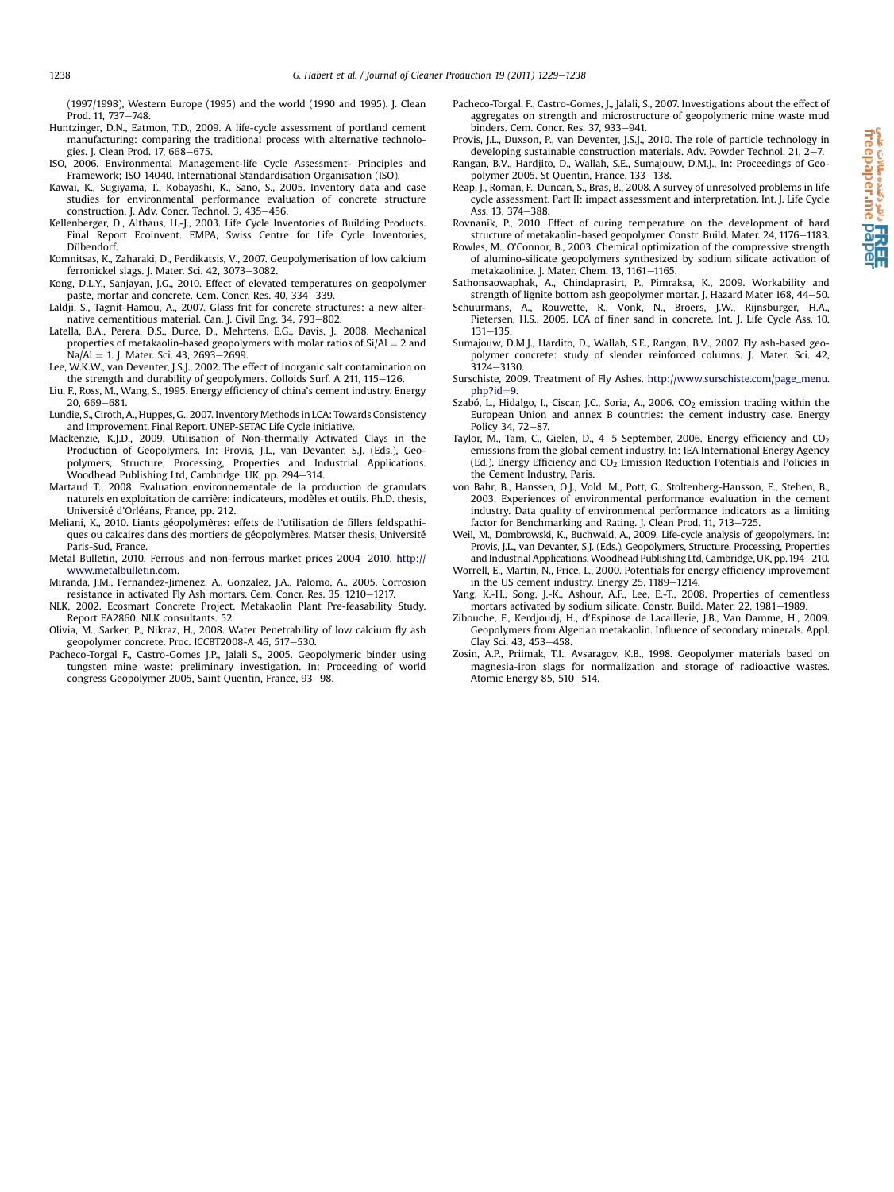(1997/1998), Western Europe (1995) and the world (1990 and 1995). J. Clean Prod. 11, 737–748.

Huntzinger, D.N., Eatmon, T.D., 2009. A life-cycle assessment of portland cement manufacturing: comparing the traditional process with alternative technologies. J. Clean Prod. 17, 668–675.

ISO, 2006. Environmental Management-life Cycle Assessment- Principles and Framework; ISO 14040. International Standardisation Organisation (ISO).

Kawai, K., Sugiyama, T., Kobayashi, K., Sano, S., 2005. Inventory data and case studies for environmental performance evaluation of concrete structure construction. J. Adv. Concr. Technol. 3, 435–456.

Kellenberger, D., Althaus, H.-J., 2003. Life Cycle Inventories of Building Products. Final Report Ecoinvent. EMPA, Swiss Centre for Life Cycle Inventories, Dübendorf.

Komnitsas, K., Zaharaki, D., Perdikatsis, V., 2007. Geopolymerisation of low calcium ferronickel slags. J. Mater. Sci. 42, 3073–3082.

Kong, D.L.Y., Sanjayan, J.G., 2010. Effect of elevated temperatures on geopolymer paste, mortar and concrete. Cem. Concr. Res. 40, 334–339.

Laldji, S., Tagnit-Hamou, A., 2007. Glass frit for concrete structures: a new alternative cementitious material. Can. J. Civil Eng. 34, 793–802.

Latella, B.A., Perera, D.S., Durce, D., Mehrtens, E.G., Davis, J., 2008. Mechanical properties of metakaolin-based geopolymers with molar ratios of Si/Al = 2 and Na/Al = 1. J. Mater. Sci. 43, 2693–2699.

Lee, W.K.W., van Deventer, J.S.J., 2002. The effect of inorganic salt contamination on the strength and durability of geopolymers. Colloids Surf. A 211, 115–126.

Liu, F., Ross, M., Wang, S., 1995. Energy efficiency of china's cement industry. Energy 20, 669–681.

Lundie, S., Ciroth, A., Huppes, G., 2007. Inventory Methods in LCA: Towards Consistency and Improvement. Final Report. UNEP-SETAC Life Cycle initiative.

Mackenzie, K.J.D., 2009. Utilisation of Non-thermally Activated Clays in the Production of Geopolymers. In: Provis, J.L., van Devanter, S.J. (Eds.), Geopolymers, Structure, Processing, Properties and Industrial Applications. Woodhead Publishing Ltd, Cambridge, UK, pp. 294–314.

Martaud T., 2008. Evaluation environnementale de la production de granulats naturels en exploitation de carrière: indicateurs, modèles et outils. Ph.D. thesis, Université d'Orléans, France, pp. 212.

Meliani, K., 2010. Liants géopolymères: effets de l'utilisation de fillers feldspathiques ou calcaires dans des mortiers de géopolymères. Matser thesis, Université Paris-Sud, France.

Metal Bulletin, 2010. Ferrous and non-ferrous market prices 2004–2010. http://www.metalbulletin.com.

Miranda, J.M., Fernandez-Jimenez, A., Gonzalez, J.A., Palomo, A., 2005. Corrosion resistance in activated Fly Ash mortars. Cem. Concr. Res. 35, 1210–1217.

NLK, 2002. Ecosmart Concrete Project. Metakaolin Plant Pre-feasability Study. Report EA2860. NLK consultants. 52.

Olivia, M., Sarker, P., Nikraz, H., 2008. Water Penetrability of low calcium fly ash geopolymer concrete. Proc. ICCBT2008-A 46, 517–530.

Pacheco-Torgal F., Castro-Gomes J.P., Jalali S., 2005. Geopolymeric binder using tungsten mine waste: preliminary investigation. In: Proceeding of world congress Geopolymer 2005, Saint Quentin, France, 93–98.

Pacheco-Torgal, F., Castro-Gomes, J., Jalali, S., 2007. Investigations about the effect of aggregates on strength and microstructure of geopolymeric mine waste mud binders. Cem. Concr. Res. 37, 933–941.

Provis, J.L., Duxson, P., van Deventer, J.S.J., 2010. The role of particle technology in developing sustainable construction materials. Adv. Powder Technol. 21, 2–7.

Rangan, B.V., Hardjito, D., Wallah, S.E., Sumajouw, D.M.J., In: Proceedings of Geopolymer 2005. St Quentin, France, 133–138.

Reap, J., Roman, F., Duncan, S., Bras, B., 2008. A survey of unresolved problems in life cycle assessment. Part II: impact assessment and interpretation. Int. J. Life Cycle Ass. 13, 374–388.

Rovnaník, P., 2010. Effect of curing temperature on the development of hard structure of metakaolin-based geopolymer. Constr. Build. Mater. 24, 1176–1183.

Rowles, M., O'Connor, B., 2003. Chemical optimization of the compressive strength of alumino-silicate geopolymers synthesized by sodium silicate activation of metakaolinite. J. Mater. Chem. 13, 1161–1165.

Sathonsaowaphak, A., Chindaprasirt, P., Pimraksa, K., 2009. Workability and strength of lignite bottom ash geopolymer mortar. J. Hazard Mater 168, 44–50.

Schuurmans, A., Rouwette, R., Vonk, N., Broers, J.W., Rijnsburger, H.A., Pietersen, H.S., 2005. LCA of finer sand in concrete. Int. J. Life Cycle Ass. 10, 131–135.

Sumajouw, D.M.J., Hardito, D., Wallah, S.E., Rangan, B.V., 2007. Fly ash-based geopolymer concrete: study of slender reinforced columns. J. Mater. Sci. 42, 3124–3130.

Surschiste, 2009. Treatment of Fly Ashes. http://www.surschiste.com/page_menu.php?id=9.

Szabó, L., Hidalgo, I., Ciscar, J.C., Soria, A., 2006. $CO_2$ emission trading within the European Union and annex B countries: the cement industry case. Energy Policy 34, 72–87.

Taylor, M., Tam, C., Gielen, D., 4–5 September, 2006. Energy efficiency and $CO_2$ emissions from the global cement industry. In: IEA International Energy Agency (Ed.), Energy Efficiency and $CO_2$ Emission Reduction Potentials and Policies in the Cement Industry, Paris.

von Bahr, B., Hanssen, O.J., Vold, M., Pott, G., Stoltenberg-Hansson, E., Stehen, B., 2003. Experiences of environmental performance evaluation in the cement industry. Data quality of environmental performance indicators as a limiting factor for Benchmarking and Rating. J. Clean Prod. 11, 713–725.

Weil, M., Dombrowski, K., Buchwald, A., 2009. Life-cycle analysis of geopolymers. In: Provis, J.L., van Devanter, S.J. (Eds.), Geopolymers, Structure, Processing, Properties and Industrial Applications. Woodhead Publishing Ltd, Cambridge, UK, pp. 194–210.

Worrell, E., Martin, N., Price, L., 2000. Potentials for energy efficiency improvement in the US cement industry. Energy 25, 1189–1214.

Yang, K.-H., Song, J.-K., Ashour, A.F., Lee, E.-T., 2008. Properties of cementless mortars activated by sodium silicate. Constr. Build. Mater. 22, 1981–1989.

Zibouche, F., Kerdjoudj, H., d'Espinose de Lacaillerie, J.B., Van Damme, H., 2009. Geopolymers from Algerian metakaolin. Influence of secondary minerals. Appl. Clay Sci. 43, 453–458.

Zosin, A.P., Priimak, T.I., Avsaragov, K.B., 1998. Geopolymer materials based on magnesia-iron slags for normalization and storage of radioactive wastes. Atomic Energy 85, 510–514.